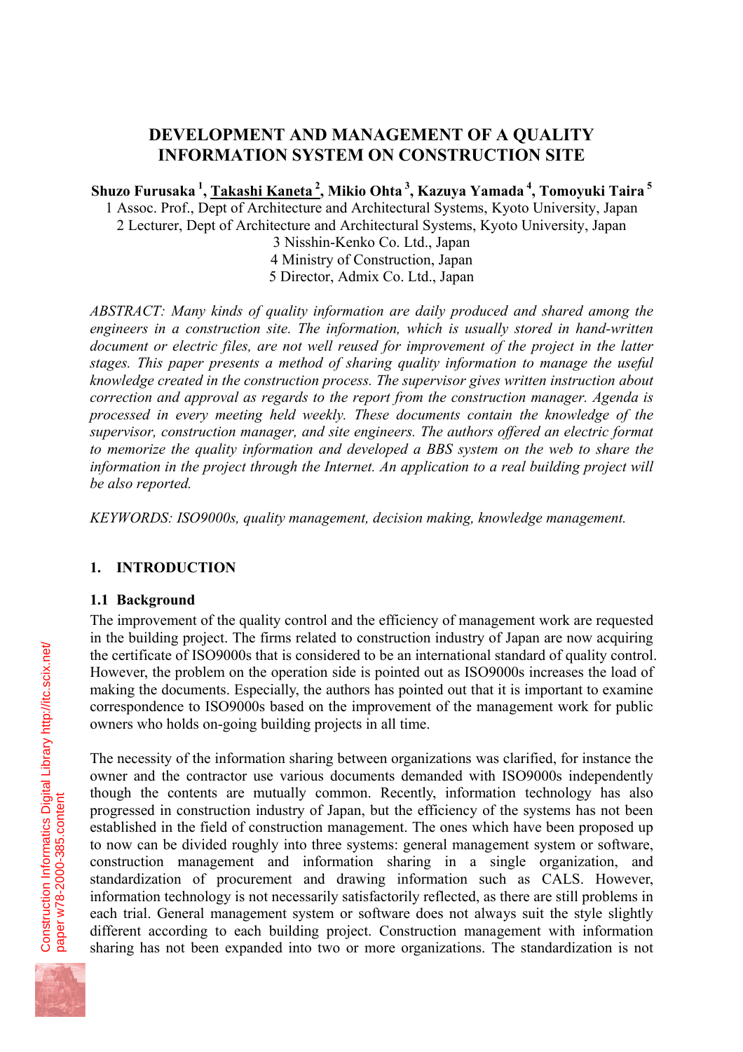# DEVELOPMENT AND MANAGEMENT OF A QUALITY INFORMATION SYSTEM ON CONSTRUCTION SITE

**Shuzo Furusaka [1], Takashi Kaneta [2], Mikio Ohta [3], Kazuya Yamada [4], Tomoyuki Taira [5]**

1 Assoc. Prof., Dept of Architecture and Architectural Systems, Kyoto University, Japan
2 Lecturer, Dept of Architecture and Architectural Systems, Kyoto University, Japan
3 Nisshin-Kenko Co. Ltd., Japan
4 Ministry of Construction, Japan
5 Director, Admix Co. Ltd., Japan

*ABSTRACT: Many kinds of quality information are daily produced and shared among the engineers in a construction site. The information, which is usually stored in hand-written document or electric files, are not well reused for improvement of the project in the latter stages. This paper presents a method of sharing quality information to manage the useful knowledge created in the construction process. The supervisor gives written instruction about correction and approval as regards to the report from the construction manager. Agenda is processed in every meeting held weekly. These documents contain the knowledge of the supervisor, construction manager, and site engineers. The authors offered an electric format to memorize the quality information and developed a BBS system on the web to share the information in the project through the Internet. An application to a real building project will be also reported.*

*KEYWORDS: ISO9000s, quality management, decision making, knowledge management.*

## 1. INTRODUCTION

### 1.1 Background

The improvement of the quality control and the efficiency of management work are requested in the building project. The firms related to construction industry of Japan are now acquiring the certificate of ISO9000s that is considered to be an international standard of quality control. However, the problem on the operation side is pointed out as ISO9000s increases the load of making the documents. Especially, the authors has pointed out that it is important to examine correspondence to ISO9000s based on the improvement of the management work for public owners who holds on-going building projects in all time.

The necessity of the information sharing between organizations was clarified, for instance the owner and the contractor use various documents demanded with ISO9000s independently though the contents are mutually common. Recently, information technology has also progressed in construction industry of Japan, but the efficiency of the systems has not been established in the field of construction management. The ones which have been proposed up to now can be divided roughly into three systems: general management system or software, construction management and information sharing in a single organization, and standardization of procurement and drawing information such as CALS. However, information technology is not necessarily satisfactorily reflected, as there are still problems in each trial. General management system or software does not always suit the style slightly different according to each building project. Construction management with information sharing has not been expanded into two or more organizations. The standardization is not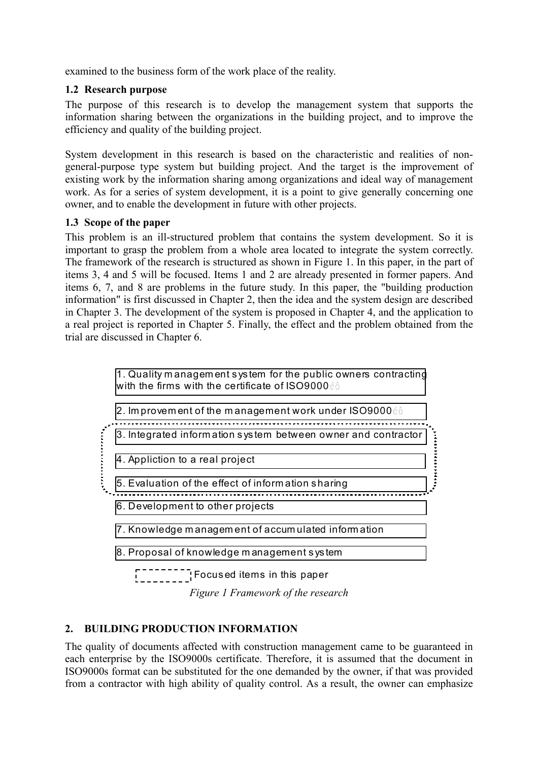examined to the business form of the work place of the reality.

### 1.2 Research purpose

The purpose of this research is to develop the management system that supports the information sharing between the organizations in the building project, and to improve the efficiency and quality of the building project.

System development in this research is based on the characteristic and realities of non-general-purpose type system but building project. And the target is the improvement of existing work by the information sharing among organizations and ideal way of management work. As for a series of system development, it is a point to give generally concerning one owner, and to enable the development in future with other projects.

### 1.3 Scope of the paper

This problem is an ill-structured problem that contains the system development. So it is important to grasp the problem from a whole area located to integrate the system correctly. The framework of the research is structured as shown in Figure 1. In this paper, in the part of items 3, 4 and 5 will be focused. Items 1 and 2 are already presented in former papers. And items 6, 7, and 8 are problems in the future study. In this paper, the "building production information" is first discussed in Chapter 2, then the idea and the system design are described in Chapter 3. The development of the system is proposed in Chapter 4, and the application to a real project is reported in Chapter 5. Finally, the effect and the problem obtained from the trial are discussed in Chapter 6.

1. Quality management system for the public owners contracting with the firms with the certificate of ISO9000
2. Improvement of the management work under ISO9000
3. Integrated information system between owner and contractor
4. Appliction to a real project
5. Evaluation of the effect of information sharing
6. Development to other projects
7. Knowledge management of accumulated information
8. Proposal of knowledge management system

(Dashed box: Focused items in this paper — items 3, 4 and 5)

*Figure 1 Framework of the research*

## 2. BUILDING PRODUCTION INFORMATION

The quality of documents affected with construction management came to be guaranteed in each enterprise by the ISO9000s certificate. Therefore, it is assumed that the document in ISO9000s format can be substituted for the one demanded by the owner, if that was provided from a contractor with high ability of quality control. As a result, the owner can emphasize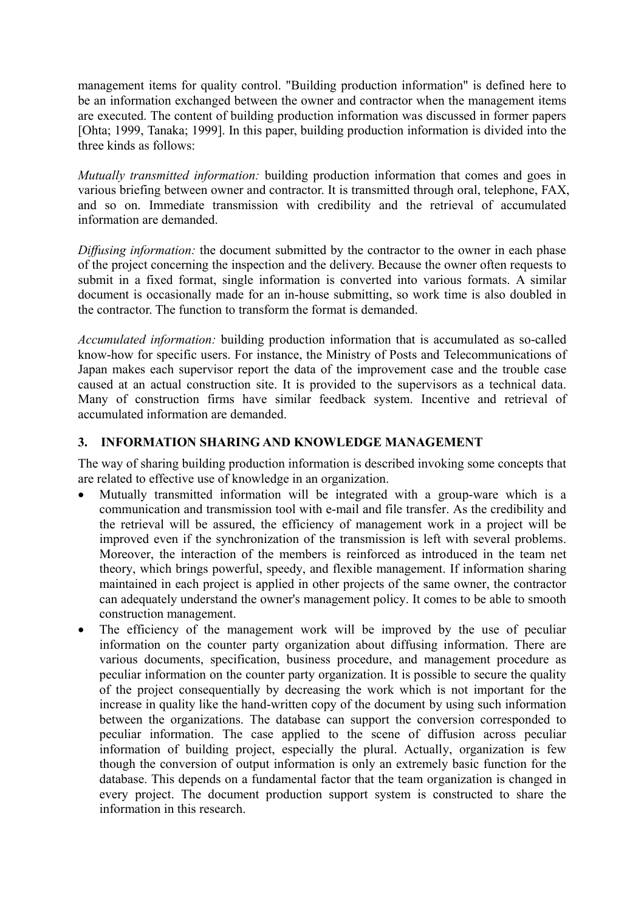management items for quality control. "Building production information" is defined here to be an information exchanged between the owner and contractor when the management items are executed. The content of building production information was discussed in former papers [Ohta; 1999, Tanaka; 1999]. In this paper, building production information is divided into the three kinds as follows:

*Mutually transmitted information:* building production information that comes and goes in various briefing between owner and contractor. It is transmitted through oral, telephone, FAX, and so on. Immediate transmission with credibility and the retrieval of accumulated information are demanded.

*Diffusing information:* the document submitted by the contractor to the owner in each phase of the project concerning the inspection and the delivery. Because the owner often requests to submit in a fixed format, single information is converted into various formats. A similar document is occasionally made for an in-house submitting, so work time is also doubled in the contractor. The function to transform the format is demanded.

*Accumulated information:* building production information that is accumulated as so-called know-how for specific users. For instance, the Ministry of Posts and Telecommunications of Japan makes each supervisor report the data of the improvement case and the trouble case caused at an actual construction site. It is provided to the supervisors as a technical data. Many of construction firms have similar feedback system. Incentive and retrieval of accumulated information are demanded.

## 3. INFORMATION SHARING AND KNOWLEDGE MANAGEMENT

The way of sharing building production information is described invoking some concepts that are related to effective use of knowledge in an organization.

- Mutually transmitted information will be integrated with a group-ware which is a communication and transmission tool with e-mail and file transfer. As the credibility and the retrieval will be assured, the efficiency of management work in a project will be improved even if the synchronization of the transmission is left with several problems. Moreover, the interaction of the members is reinforced as introduced in the team net theory, which brings powerful, speedy, and flexible management. If information sharing maintained in each project is applied in other projects of the same owner, the contractor can adequately understand the owner's management policy. It comes to be able to smooth construction management.
- The efficiency of the management work will be improved by the use of peculiar information on the counter party organization about diffusing information. There are various documents, specification, business procedure, and management procedure as peculiar information on the counter party organization. It is possible to secure the quality of the project consequentially by decreasing the work which is not important for the increase in quality like the hand-written copy of the document by using such information between the organizations. The database can support the conversion corresponded to peculiar information. The case applied to the scene of diffusion across peculiar information of building project, especially the plural. Actually, organization is few though the conversion of output information is only an extremely basic function for the database. This depends on a fundamental factor that the team organization is changed in every project. The document production support system is constructed to share the information in this research.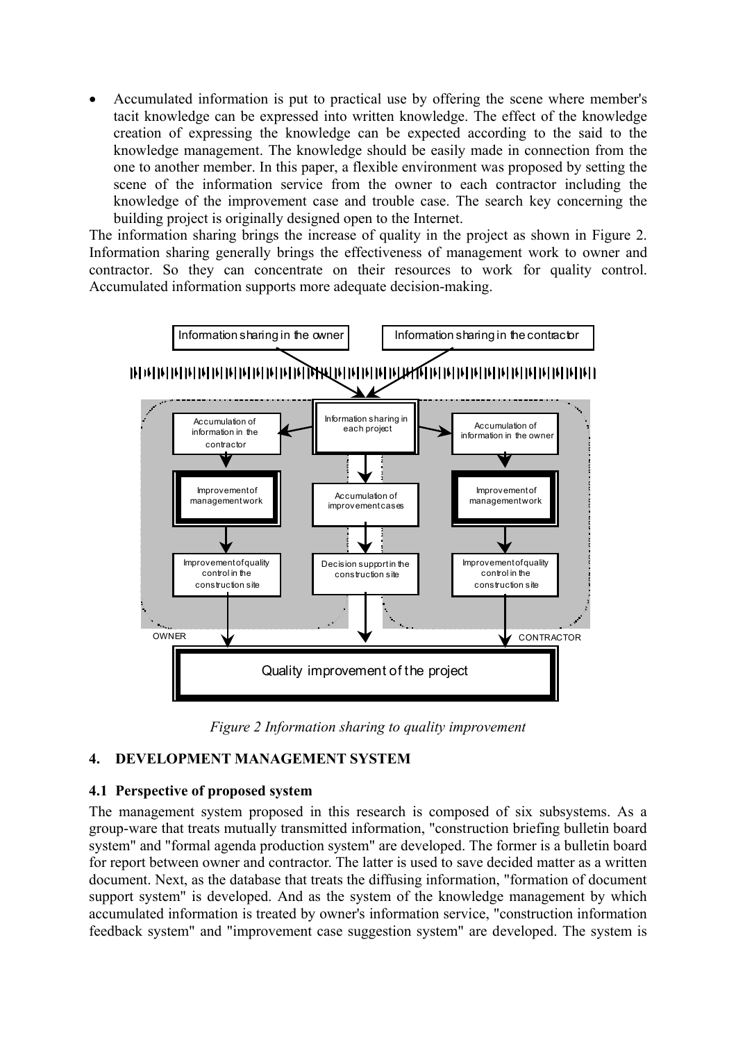- Accumulated information is put to practical use by offering the scene where member's tacit knowledge can be expressed into written knowledge. The effect of the knowledge creation of expressing the knowledge can be expected according to the said to the knowledge management. The knowledge should be easily made in connection from the one to another member. In this paper, a flexible environment was proposed by setting the scene of the information service from the owner to each contractor including the knowledge of the improvement case and trouble case. The search key concerning the building project is originally designed open to the Internet.

The information sharing brings the increase of quality in the project as shown in Figure 2. Information sharing generally brings the effectiveness of management work to owner and contractor. So they can concentrate on their resources to work for quality control. Accumulated information supports more adequate decision-making.

Information sharing in the owner

Information sharing in the contractor

Information sharing in each project

Accumulation of information in the contractor

Accumulation of information in the owner

Improvement of management work

Accumulation of improvement cases

Improvement of management work

Improvement of quality control in the construction site

Decision support in the construction site

Improvement of quality control in the construction site

OWNER

CONTRACTOR

Quality improvement of the project

*Figure 2 Information sharing to quality improvement*

## 4. DEVELOPMENT MANAGEMENT SYSTEM

### 4.1 Perspective of proposed system

The management system proposed in this research is composed of six subsystems. As a group-ware that treats mutually transmitted information, "construction briefing bulletin board system" and "formal agenda production system" are developed. The former is a bulletin board for report between owner and contractor. The latter is used to save decided matter as a written document. Next, as the database that treats the diffusing information, "formation of document support system" is developed. And as the system of the knowledge management by which accumulated information is treated by owner's information service, "construction information feedback system" and "improvement case suggestion system" are developed. The system is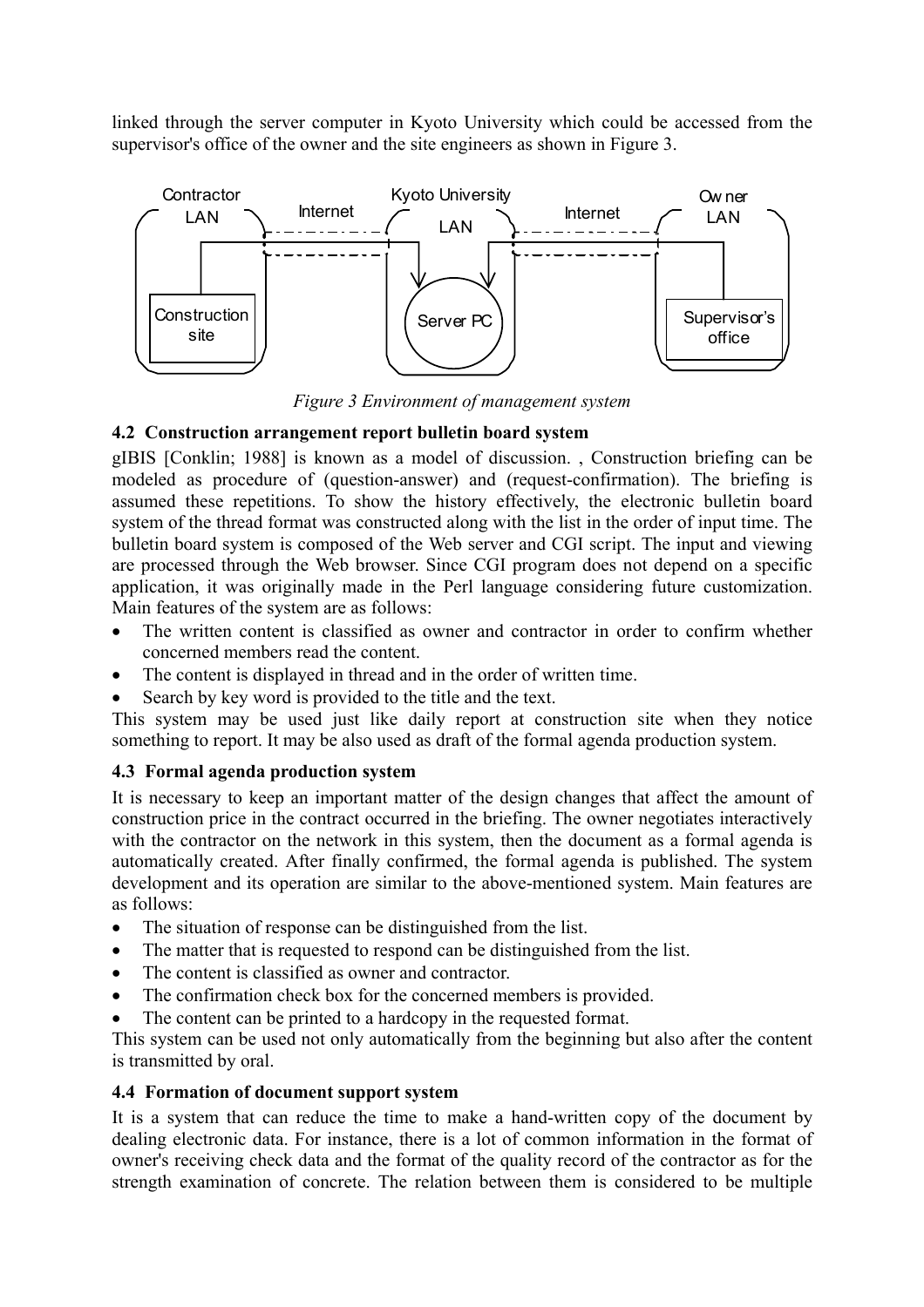linked through the server computer in Kyoto University which could be accessed from the supervisor's office of the owner and the site engineers as shown in Figure 3.

Contractor LAN
Internet
Kyoto University LAN
Internet
Owner LAN
Construction site
Server PC
Supervisor's office

*Figure 3 Environment of management system*

### 4.2 Construction arrangement report bulletin board system

gIBIS [Conklin; 1988] is known as a model of discussion. , Construction briefing can be modeled as procedure of (question-answer) and (request-confirmation). The briefing is assumed these repetitions. To show the history effectively, the electronic bulletin board system of the thread format was constructed along with the list in the order of input time. The bulletin board system is composed of the Web server and CGI script. The input and viewing are processed through the Web browser. Since CGI program does not depend on a specific application, it was originally made in the Perl language considering future customization. Main features of the system are as follows:

- The written content is classified as owner and contractor in order to confirm whether concerned members read the content.
- The content is displayed in thread and in the order of written time.
- Search by key word is provided to the title and the text.

This system may be used just like daily report at construction site when they notice something to report. It may be also used as draft of the formal agenda production system.

### 4.3 Formal agenda production system

It is necessary to keep an important matter of the design changes that affect the amount of construction price in the contract occurred in the briefing. The owner negotiates interactively with the contractor on the network in this system, then the document as a formal agenda is automatically created. After finally confirmed, the formal agenda is published. The system development and its operation are similar to the above-mentioned system. Main features are as follows:

- The situation of response can be distinguished from the list.
- The matter that is requested to respond can be distinguished from the list.
- The content is classified as owner and contractor.
- The confirmation check box for the concerned members is provided.
- The content can be printed to a hardcopy in the requested format.

This system can be used not only automatically from the beginning but also after the content is transmitted by oral.

### 4.4 Formation of document support system

It is a system that can reduce the time to make a hand-written copy of the document by dealing electronic data. For instance, there is a lot of common information in the format of owner's receiving check data and the format of the quality record of the contractor as for the strength examination of concrete. The relation between them is considered to be multiple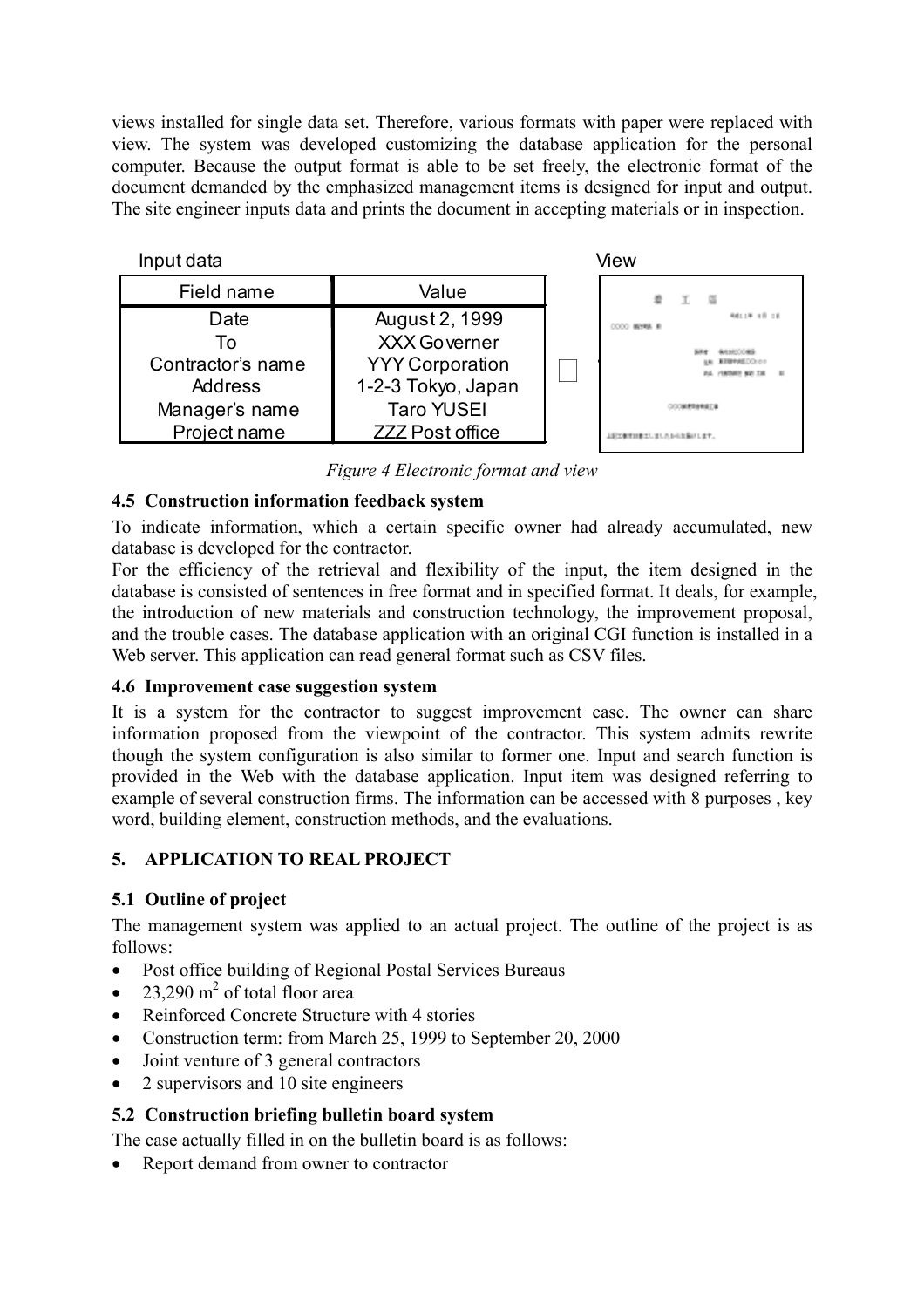views installed for single data set. Therefore, various formats with paper were replaced with view. The system was developed customizing the database application for the personal computer. Because the output format is able to be set freely, the electronic format of the document demanded by the emphasized management items is designed for input and output. The site engineer inputs data and prints the document in accepting materials or in inspection.

Input data

| Field name | Value |
| --- | --- |
| Date | August 2, 1999 |
| To | XXX Governer |
| Contractor's name | YYY Corporation |
| Address | 1-2-3 Tokyo, Japan |
| Manager's name | Taro YUSEI |
| Project name | ZZZ Post office |

View

*Figure 4 Electronic format and view*

### 4.5 Construction information feedback system

To indicate information, which a certain specific owner had already accumulated, new database is developed for the contractor.

For the efficiency of the retrieval and flexibility of the input, the item designed in the database is consisted of sentences in free format and in specified format. It deals, for example, the introduction of new materials and construction technology, the improvement proposal, and the trouble cases. The database application with an original CGI function is installed in a Web server. This application can read general format such as CSV files.

### 4.6 Improvement case suggestion system

It is a system for the contractor to suggest improvement case. The owner can share information proposed from the viewpoint of the contractor. This system admits rewrite though the system configuration is also similar to former one. Input and search function is provided in the Web with the database application. Input item was designed referring to example of several construction firms. The information can be accessed with 8 purposes , key word, building element, construction methods, and the evaluations.

## 5. APPLICATION TO REAL PROJECT

### 5.1 Outline of project

The management system was applied to an actual project. The outline of the project is as follows:

- Post office building of Regional Postal Services Bureaus
- 23,290 $m^2$ of total floor area
- Reinforced Concrete Structure with 4 stories
- Construction term: from March 25, 1999 to September 20, 2000
- Joint venture of 3 general contractors
- 2 supervisors and 10 site engineers

### 5.2 Construction briefing bulletin board system

The case actually filled in on the bulletin board is as follows:

- Report demand from owner to contractor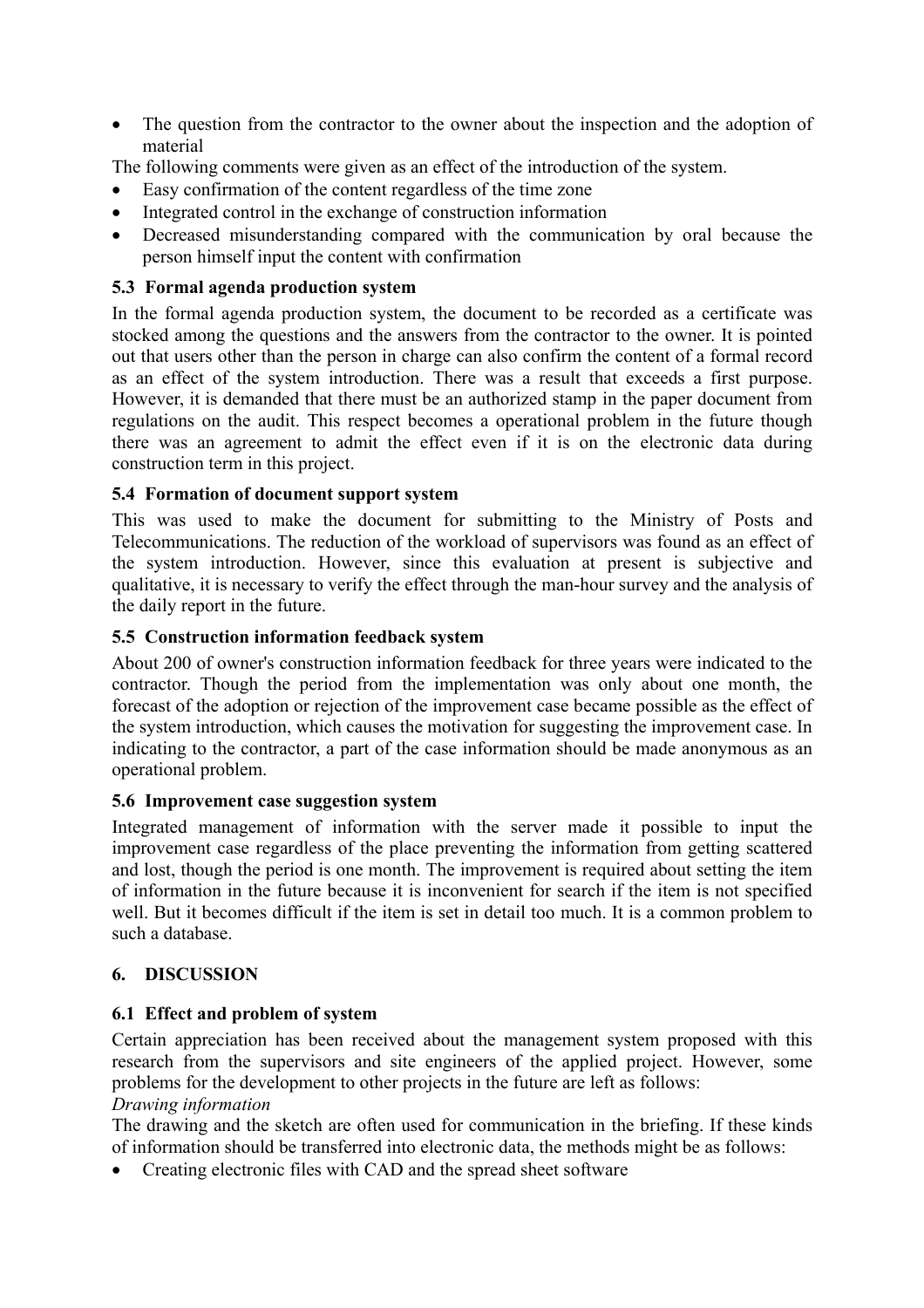- The question from the contractor to the owner about the inspection and the adoption of material

The following comments were given as an effect of the introduction of the system.

- Easy confirmation of the content regardless of the time zone
- Integrated control in the exchange of construction information
- Decreased misunderstanding compared with the communication by oral because the person himself input the content with confirmation

### 5.3 Formal agenda production system

In the formal agenda production system, the document to be recorded as a certificate was stocked among the questions and the answers from the contractor to the owner. It is pointed out that users other than the person in charge can also confirm the content of a formal record as an effect of the system introduction. There was a result that exceeds a first purpose. However, it is demanded that there must be an authorized stamp in the paper document from regulations on the audit. This respect becomes a operational problem in the future though there was an agreement to admit the effect even if it is on the electronic data during construction term in this project.

### 5.4 Formation of document support system

This was used to make the document for submitting to the Ministry of Posts and Telecommunications. The reduction of the workload of supervisors was found as an effect of the system introduction. However, since this evaluation at present is subjective and qualitative, it is necessary to verify the effect through the man-hour survey and the analysis of the daily report in the future.

### 5.5 Construction information feedback system

About 200 of owner's construction information feedback for three years were indicated to the contractor. Though the period from the implementation was only about one month, the forecast of the adoption or rejection of the improvement case became possible as the effect of the system introduction, which causes the motivation for suggesting the improvement case. In indicating to the contractor, a part of the case information should be made anonymous as an operational problem.

### 5.6 Improvement case suggestion system

Integrated management of information with the server made it possible to input the improvement case regardless of the place preventing the information from getting scattered and lost, though the period is one month. The improvement is required about setting the item of information in the future because it is inconvenient for search if the item is not specified well. But it becomes difficult if the item is set in detail too much. It is a common problem to such a database.

## 6. DISCUSSION

### 6.1 Effect and problem of system

Certain appreciation has been received about the management system proposed with this research from the supervisors and site engineers of the applied project. However, some problems for the development to other projects in the future are left as follows:

*Drawing information*

The drawing and the sketch are often used for communication in the briefing. If these kinds of information should be transferred into electronic data, the methods might be as follows:

- Creating electronic files with CAD and the spread sheet software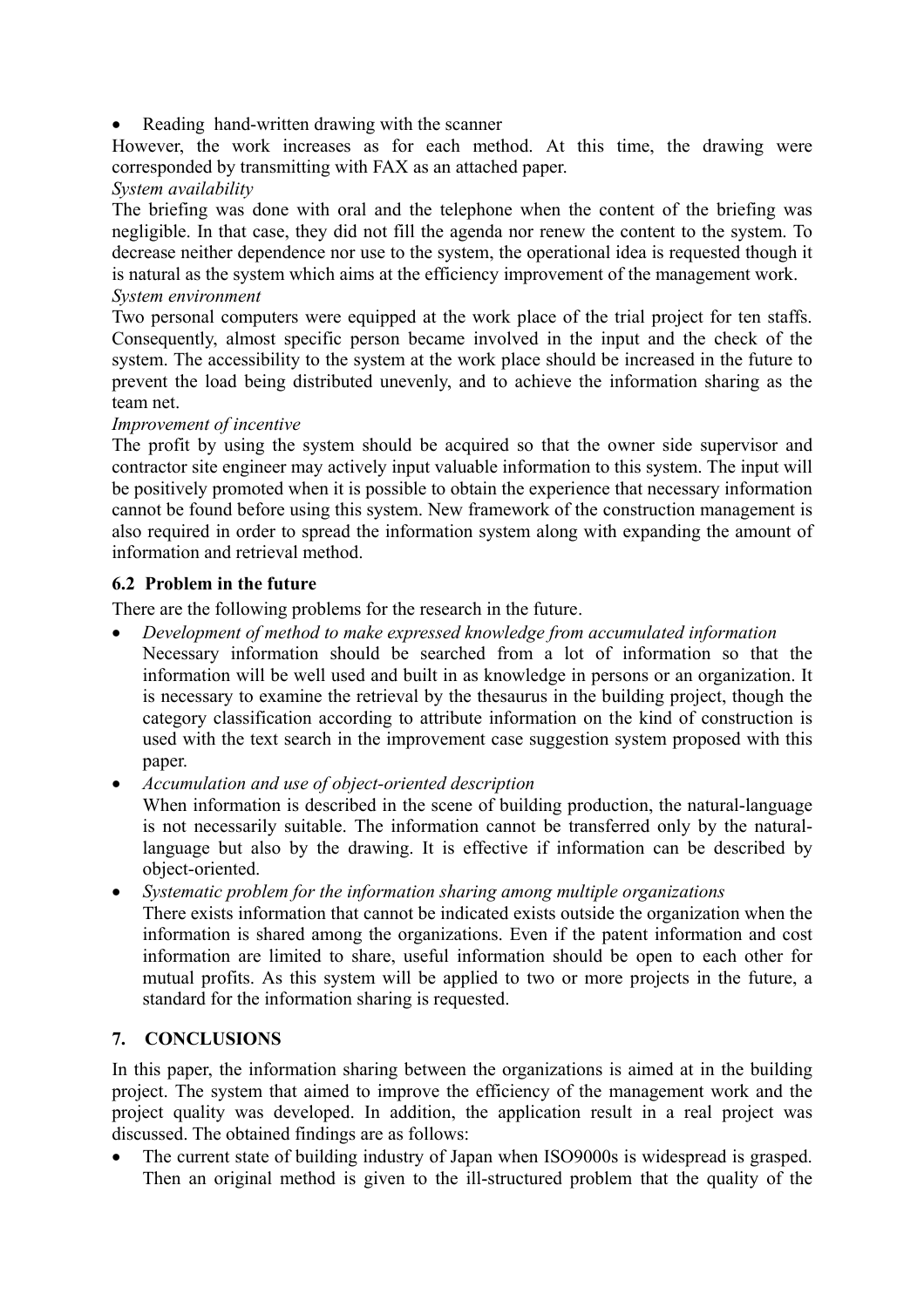- Reading hand-written drawing with the scanner

However, the work increases as for each method. At this time, the drawing were corresponded by transmitting with FAX as an attached paper.

*System availability*

The briefing was done with oral and the telephone when the content of the briefing was negligible. In that case, they did not fill the agenda nor renew the content to the system. To decrease neither dependence nor use to the system, the operational idea is requested though it is natural as the system which aims at the efficiency improvement of the management work.

*System environment*

Two personal computers were equipped at the work place of the trial project for ten staffs. Consequently, almost specific person became involved in the input and the check of the system. The accessibility to the system at the work place should be increased in the future to prevent the load being distributed unevenly, and to achieve the information sharing as the team net.

*Improvement of incentive*

The profit by using the system should be acquired so that the owner side supervisor and contractor site engineer may actively input valuable information to this system. The input will be positively promoted when it is possible to obtain the experience that necessary information cannot be found before using this system. New framework of the construction management is also required in order to spread the information system along with expanding the amount of information and retrieval method.

### 6.2 Problem in the future

There are the following problems for the research in the future.

- *Development of method to make expressed knowledge from accumulated information*
  Necessary information should be searched from a lot of information so that the information will be well used and built in as knowledge in persons or an organization. It is necessary to examine the retrieval by the thesaurus in the building project, though the category classification according to attribute information on the kind of construction is used with the text search in the improvement case suggestion system proposed with this paper.
- *Accumulation and use of object-oriented description*
  When information is described in the scene of building production, the natural-language is not necessarily suitable. The information cannot be transferred only by the natural-language but also by the drawing. It is effective if information can be described by object-oriented.
- *Systematic problem for the information sharing among multiple organizations*
  There exists information that cannot be indicated exists outside the organization when the information is shared among the organizations. Even if the patent information and cost information are limited to share, useful information should be open to each other for mutual profits. As this system will be applied to two or more projects in the future, a standard for the information sharing is requested.

## 7. CONCLUSIONS

In this paper, the information sharing between the organizations is aimed at in the building project. The system that aimed to improve the efficiency of the management work and the project quality was developed. In addition, the application result in a real project was discussed. The obtained findings are as follows:

- The current state of building industry of Japan when ISO9000s is widespread is grasped. Then an original method is given to the ill-structured problem that the quality of the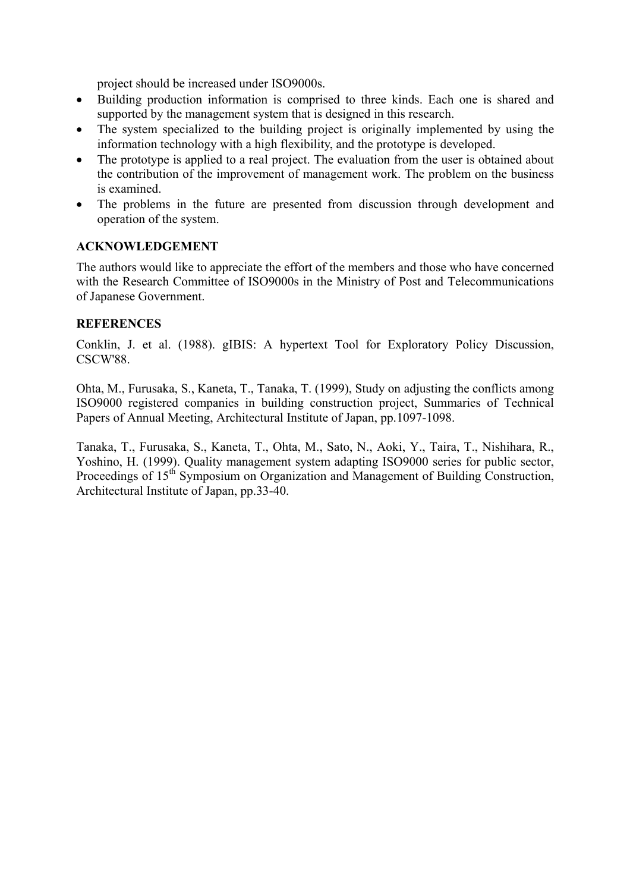project should be increased under ISO9000s.

- Building production information is comprised to three kinds. Each one is shared and supported by the management system that is designed in this research.
- The system specialized to the building project is originally implemented by using the information technology with a high flexibility, and the prototype is developed.
- The prototype is applied to a real project. The evaluation from the user is obtained about the contribution of the improvement of management work. The problem on the business is examined.
- The problems in the future are presented from discussion through development and operation of the system.

## ACKNOWLEDGEMENT

The authors would like to appreciate the effort of the members and those who have concerned with the Research Committee of ISO9000s in the Ministry of Post and Telecommunications of Japanese Government.

## REFERENCES

Conklin, J. et al. (1988). gIBIS: A hypertext Tool for Exploratory Policy Discussion, CSCW'88.

Ohta, M., Furusaka, S., Kaneta, T., Tanaka, T. (1999), Study on adjusting the conflicts among ISO9000 registered companies in building construction project, Summaries of Technical Papers of Annual Meeting, Architectural Institute of Japan, pp.1097-1098.

Tanaka, T., Furusaka, S., Kaneta, T., Ohta, M., Sato, N., Aoki, Y., Taira, T., Nishihara, R., Yoshino, H. (1999). Quality management system adapting ISO9000 series for public sector, Proceedings of 15th Symposium on Organization and Management of Building Construction, Architectural Institute of Japan, pp.33-40.